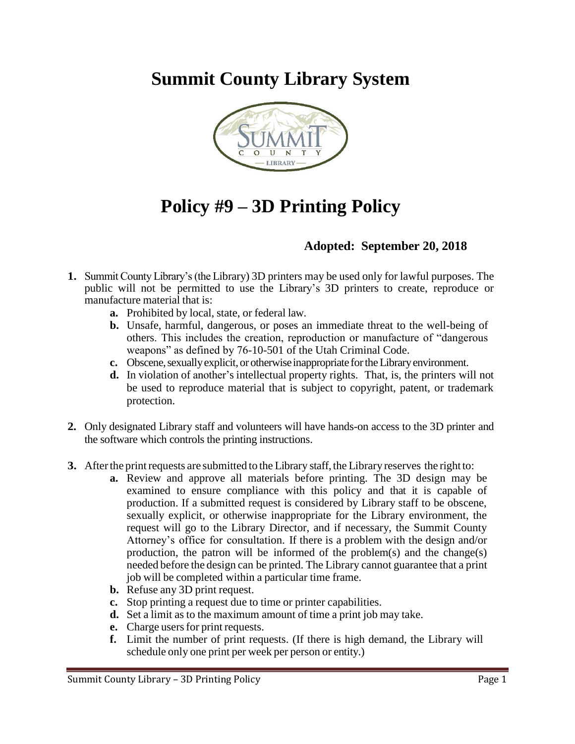# Summit County Library System

# Policy #9 – 3D Printing Policy

**Adopted: September 20, 2018**

1. Summit County Library's (the Library) 3D printers may be used only for lawful purposes. The public will not be permitted to use the Library's 3D printers to create, reproduce or manufacture material that is:
   - **a.** Prohibited by local, state, or federal law.
   - **b.** Unsafe, harmful, dangerous, or poses an immediate threat to the well-being of others. This includes the creation, reproduction or manufacture of "dangerous weapons" as defined by 76-10-501 of the Utah Criminal Code.
   - **c.** Obscene, sexually explicit, or otherwise inappropriate for the Library environment.
   - **d.** In violation of another's intellectual property rights. That, is, the printers will not be used to reproduce material that is subject to copyright, patent, or trademark protection.

2. Only designated Library staff and volunteers will have hands-on access to the 3D printer and the software which controls the printing instructions.

3. After the print requests are submitted to the Library staff, the Library reserves the right to:
   - **a.** Review and approve all materials before printing. The 3D design may be examined to ensure compliance with this policy and that it is capable of production. If a submitted request is considered by Library staff to be obscene, sexually explicit, or otherwise inappropriate for the Library environment, the request will go to the Library Director, and if necessary, the Summit County Attorney's office for consultation. If there is a problem with the design and/or production, the patron will be informed of the problem(s) and the change(s) needed before the design can be printed. The Library cannot guarantee that a print job will be completed within a particular time frame.
   - **b.** Refuse any 3D print request.
   - **c.** Stop printing a request due to time or printer capabilities.
   - **d.** Set a limit as to the maximum amount of time a print job may take.
   - **e.** Charge users for print requests.
   - **f.** Limit the number of print requests. (If there is high demand, the Library will schedule only one print per week per person or entity.)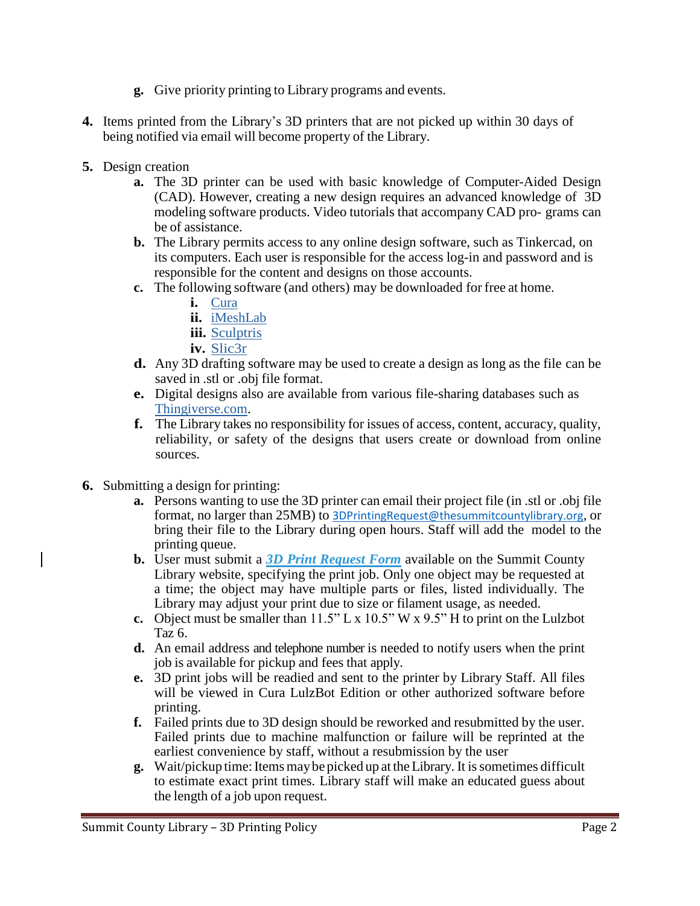g. Give priority printing to Library programs and events.

4. Items printed from the Library's 3D printers that are not picked up within 30 days of being notified via email will become property of the Library.

5. Design creation
   a. The 3D printer can be used with basic knowledge of Computer-Aided Design (CAD). However, creating a new design requires an advanced knowledge of 3D modeling software products. Video tutorials that accompany CAD pro- grams can be of assistance.
   b. The Library permits access to any online design software, such as Tinkercad, on its computers. Each user is responsible for the access log-in and password and is responsible for the content and designs on those accounts.
   c. The following software (and others) may be downloaded for free at home.
      i. Cura
      ii. iMeshLab
      iii. Sculptris
      iv. Slic3r
   d. Any 3D drafting software may be used to create a design as long as the file can be saved in .stl or .obj file format.
   e. Digital designs also are available from various file-sharing databases such as Thingiverse.com.
   f. The Library takes no responsibility for issues of access, content, accuracy, quality, reliability, or safety of the designs that users create or download from online sources.

6. Submitting a design for printing:
   a. Persons wanting to use the 3D printer can email their project file (in .stl or .obj file format, no larger than 25MB) to 3DPrintingRequest@thesummitcountylibrary.org, or bring their file to the Library during open hours. Staff will add the model to the printing queue.
   b. User must submit a ***3D Print Request Form*** available on the Summit County Library website, specifying the print job. Only one object may be requested at a time; the object may have multiple parts or files, listed individually. The Library may adjust your print due to size or filament usage, as needed.
   c. Object must be smaller than 11.5" L x 10.5" W x 9.5" H to print on the Lulzbot Taz 6.
   d. An email address and telephone number is needed to notify users when the print job is available for pickup and fees that apply.
   e. 3D print jobs will be readied and sent to the printer by Library Staff. All files will be viewed in Cura LulzBot Edition or other authorized software before printing.
   f. Failed prints due to 3D design should be reworked and resubmitted by the user. Failed prints due to machine malfunction or failure will be reprinted at the earliest convenience by staff, without a resubmission by the user
   g. Wait/pickup time: Items may be picked up at the Library. It is sometimes difficult to estimate exact print times. Library staff will make an educated guess about the length of a job upon request.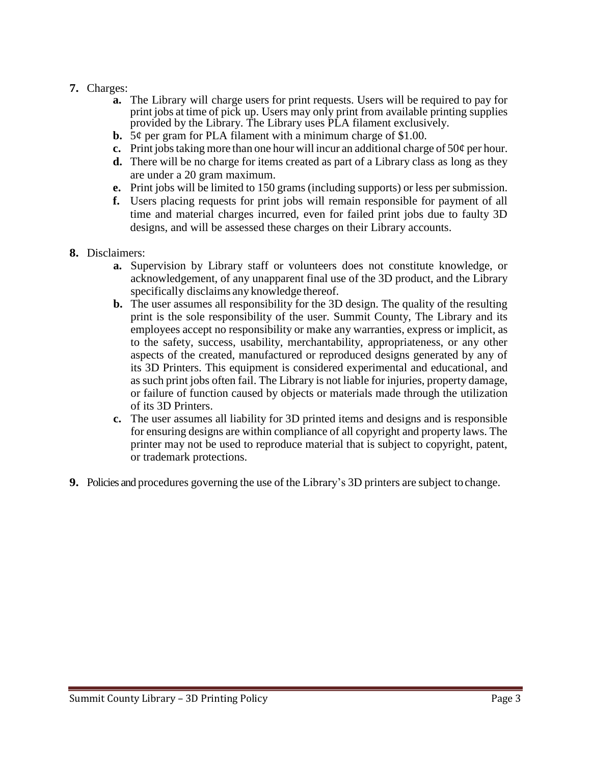7. Charges:
    a. The Library will charge users for print requests. Users will be required to pay for print jobs at time of pick up. Users may only print from available printing supplies provided by the Library. The Library uses PLA filament exclusively.
    b. 5¢ per gram for PLA filament with a minimum charge of $1.00.
    c. Print jobs taking more than one hour will incur an additional charge of 50¢ per hour.
    d. There will be no charge for items created as part of a Library class as long as they are under a 20 gram maximum.
    e. Print jobs will be limited to 150 grams (including supports) or less per submission.
    f. Users placing requests for print jobs will remain responsible for payment of all time and material charges incurred, even for failed print jobs due to faulty 3D designs, and will be assessed these charges on their Library accounts.

8. Disclaimers:
    a. Supervision by Library staff or volunteers does not constitute knowledge, or acknowledgement, of any unapparent final use of the 3D product, and the Library specifically disclaims any knowledge thereof.
    b. The user assumes all responsibility for the 3D design. The quality of the resulting print is the sole responsibility of the user. Summit County, The Library and its employees accept no responsibility or make any warranties, express or implicit, as to the safety, success, usability, merchantability, appropriateness, or any other aspects of the created, manufactured or reproduced designs generated by any of its 3D Printers. This equipment is considered experimental and educational, and as such print jobs often fail. The Library is not liable for injuries, property damage, or failure of function caused by objects or materials made through the utilization of its 3D Printers.
    c. The user assumes all liability for 3D printed items and designs and is responsible for ensuring designs are within compliance of all copyright and property laws. The printer may not be used to reproduce material that is subject to copyright, patent, or trademark protections.

9. Policies and procedures governing the use of the Library's 3D printers are subject to change.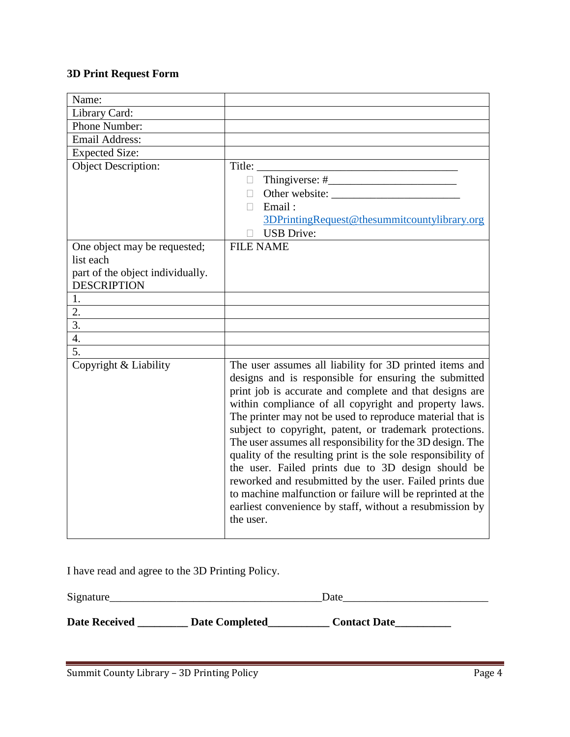**3D Print Request Form**

| | |
|---|---|
| Name: | |
| Library Card: | |
| Phone Number: | |
| Email Address: | |
| Expected Size: | |
| Object Description: | Title: ___________________________________<br>☐ Thingiverse: #_______________________<br>☐ Other website: ______________________<br>☐ Email : 3DPrintingRequest@thesummitcountylibrary.org<br>☐ USB Drive: |
| One object may be requested; list each part of the object individually.<br>DESCRIPTION | FILE NAME |
| 1. | |
| 2. | |
| 3. | |
| 4. | |
| 5. | |
| Copyright & Liability | The user assumes all liability for 3D printed items and designs and is responsible for ensuring the submitted print job is accurate and complete and that designs are within compliance of all copyright and property laws. The printer may not be used to reproduce material that is subject to copyright, patent, or trademark protections. The user assumes all responsibility for the 3D design. The quality of the resulting print is the sole responsibility of the user. Failed prints due to 3D design should be reworked and resubmitted by the user. Failed prints due to machine malfunction or failure will be reprinted at the earliest convenience by staff, without a resubmission by the user. |

I have read and agree to the 3D Printing Policy.

Signature______________________________________Date__________________________

**Date Received _________ Date Completed___________ Contact Date__________**